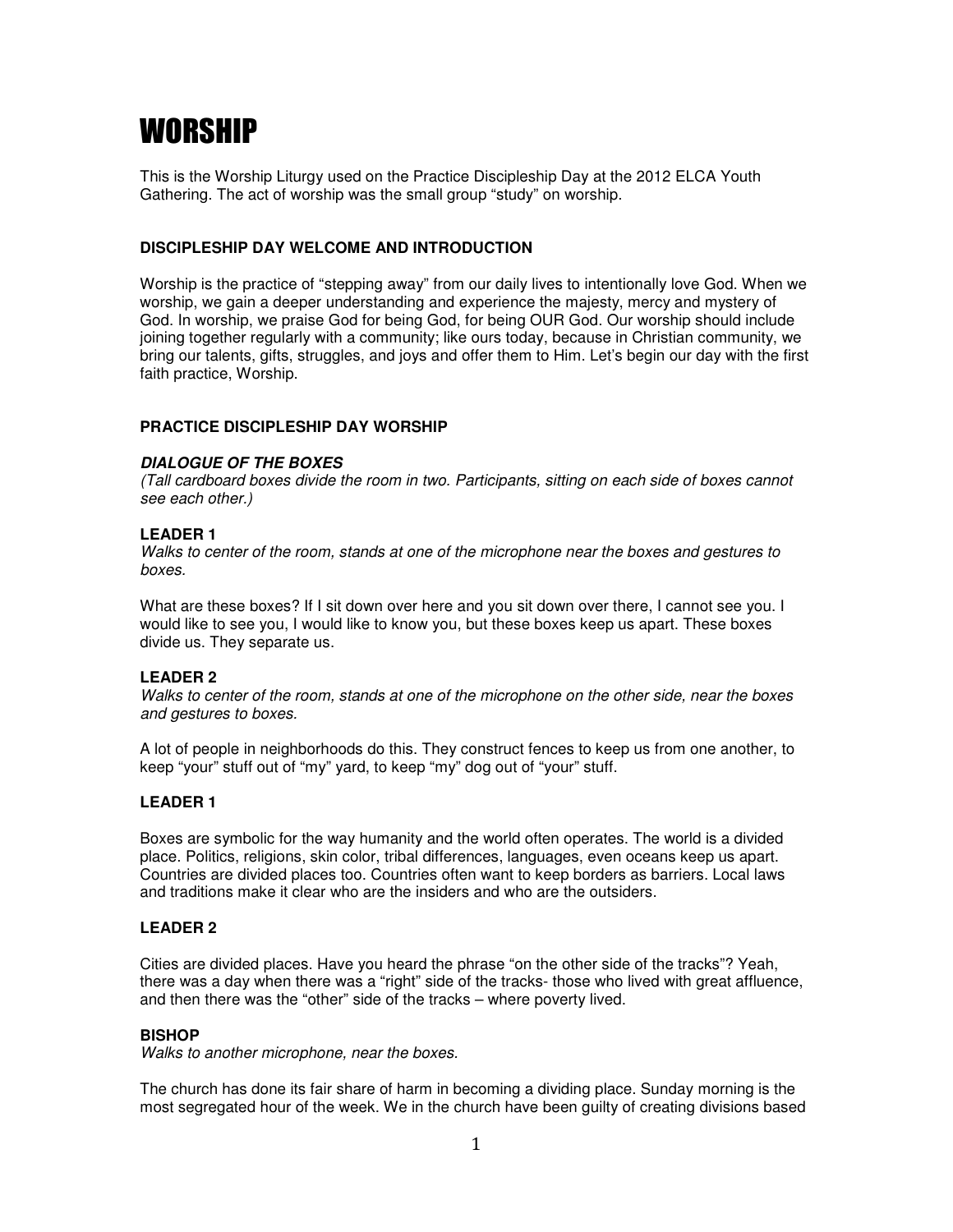# WORSHIP

This is the Worship Liturgy used on the Practice Discipleship Day at the 2012 ELCA Youth Gathering. The act of worship was the small group "study" on worship.

### DISCIPLESHIP DAY WELCOME AND INTRODUCTION

Worship is the practice of "stepping away" from our daily lives to intentionally love God. When we worship, we gain a deeper understanding and experience the majesty, mercy and mystery of God. In worship, we praise God for being God, for being OUR God. Our worship should include joining together regularly with a community; like ours today, because in Christian community, we bring our talents, gifts, struggles, and joys and offer them to Him. Let's begin our day with the first faith practice, Worship.

### PRACTICE DISCIPLESHIP DAY WORSHIP

***DIALOGUE OF THE BOXES***

*(Tall cardboard boxes divide the room in two. Participants, sitting on each side of boxes cannot see each other.)*

**LEADER 1**

*Walks to center of the room, stands at one of the microphone near the boxes and gestures to boxes.*

What are these boxes? If I sit down over here and you sit down over there, I cannot see you. I would like to see you, I would like to know you, but these boxes keep us apart. These boxes divide us. They separate us.

**LEADER 2**

*Walks to center of the room, stands at one of the microphone on the other side, near the boxes and gestures to boxes.*

A lot of people in neighborhoods do this. They construct fences to keep us from one another, to keep "your" stuff out of "my" yard, to keep "my" dog out of "your" stuff.

**LEADER 1**

Boxes are symbolic for the way humanity and the world often operates. The world is a divided place. Politics, religions, skin color, tribal differences, languages, even oceans keep us apart. Countries are divided places too. Countries often want to keep borders as barriers. Local laws and traditions make it clear who are the insiders and who are the outsiders.

**LEADER 2**

Cities are divided places. Have you heard the phrase "on the other side of the tracks"? Yeah, there was a day when there was a "right" side of the tracks- those who lived with great affluence, and then there was the "other" side of the tracks – where poverty lived.

**BISHOP**

*Walks to another microphone, near the boxes.*

The church has done its fair share of harm in becoming a dividing place. Sunday morning is the most segregated hour of the week. We in the church have been guilty of creating divisions based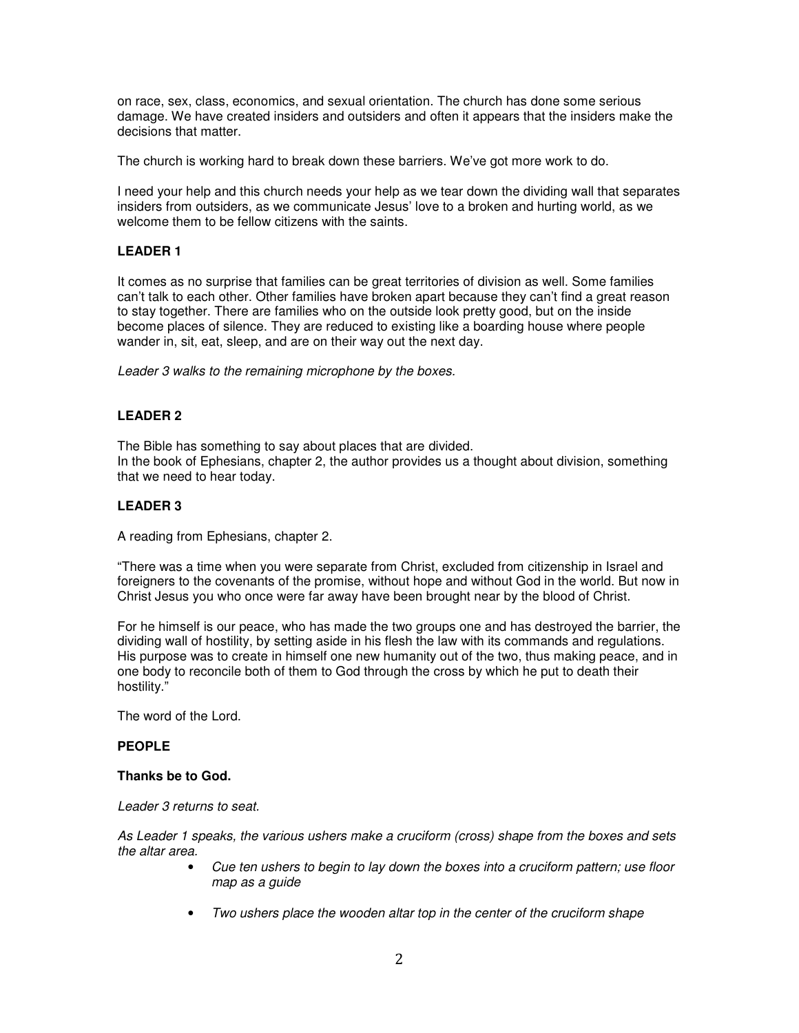on race, sex, class, economics, and sexual orientation. The church has done some serious damage. We have created insiders and outsiders and often it appears that the insiders make the decisions that matter.

The church is working hard to break down these barriers. We've got more work to do.

I need your help and this church needs your help as we tear down the dividing wall that separates insiders from outsiders, as we communicate Jesus' love to a broken and hurting world, as we welcome them to be fellow citizens with the saints.

**LEADER 1**

It comes as no surprise that families can be great territories of division as well. Some families can't talk to each other. Other families have broken apart because they can't find a great reason to stay together. There are families who on the outside look pretty good, but on the inside become places of silence. They are reduced to existing like a boarding house where people wander in, sit, eat, sleep, and are on their way out the next day.

*Leader 3 walks to the remaining microphone by the boxes.*

**LEADER 2**

The Bible has something to say about places that are divided.
In the book of Ephesians, chapter 2, the author provides us a thought about division, something that we need to hear today.

**LEADER 3**

A reading from Ephesians, chapter 2.

"There was a time when you were separate from Christ, excluded from citizenship in Israel and foreigners to the covenants of the promise, without hope and without God in the world. But now in Christ Jesus you who once were far away have been brought near by the blood of Christ.

For he himself is our peace, who has made the two groups one and has destroyed the barrier, the dividing wall of hostility, by setting aside in his flesh the law with its commands and regulations. His purpose was to create in himself one new humanity out of the two, thus making peace, and in one body to reconcile both of them to God through the cross by which he put to death their hostility."

The word of the Lord.

**PEOPLE**

**Thanks be to God.**

*Leader 3 returns to seat.*

*As Leader 1 speaks, the various ushers make a cruciform (cross) shape from the boxes and sets the altar area.*

- *Cue ten ushers to begin to lay down the boxes into a cruciform pattern; use floor map as a guide*
- *Two ushers place the wooden altar top in the center of the cruciform shape*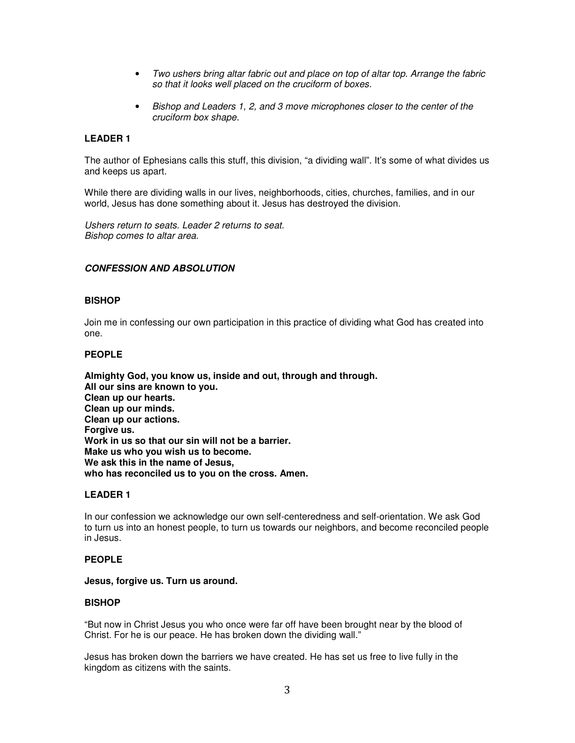- *Two ushers bring altar fabric out and place on top of altar top. Arrange the fabric so that it looks well placed on the cruciform of boxes.*
- *Bishop and Leaders 1, 2, and 3 move microphones closer to the center of the cruciform box shape.*

**LEADER 1**

The author of Ephesians calls this stuff, this division, "a dividing wall". It's some of what divides us and keeps us apart.

While there are dividing walls in our lives, neighborhoods, cities, churches, families, and in our world, Jesus has done something about it. Jesus has destroyed the division.

*Ushers return to seats. Leader 2 returns to seat.*
*Bishop comes to altar area.*

***CONFESSION AND ABSOLUTION***

**BISHOP**

Join me in confessing our own participation in this practice of dividing what God has created into one.

**PEOPLE**

**Almighty God, you know us, inside and out, through and through.**
**All our sins are known to you.**
**Clean up our hearts.**
**Clean up our minds.**
**Clean up our actions.**
**Forgive us.**
**Work in us so that our sin will not be a barrier.**
**Make us who you wish us to become.**
**We ask this in the name of Jesus,**
**who has reconciled us to you on the cross. Amen.**

**LEADER 1**

In our confession we acknowledge our own self-centeredness and self-orientation. We ask God to turn us into an honest people, to turn us towards our neighbors, and become reconciled people in Jesus.

**PEOPLE**

**Jesus, forgive us. Turn us around.**

**BISHOP**

"But now in Christ Jesus you who once were far off have been brought near by the blood of Christ. For he is our peace. He has broken down the dividing wall."

Jesus has broken down the barriers we have created. He has set us free to live fully in the kingdom as citizens with the saints.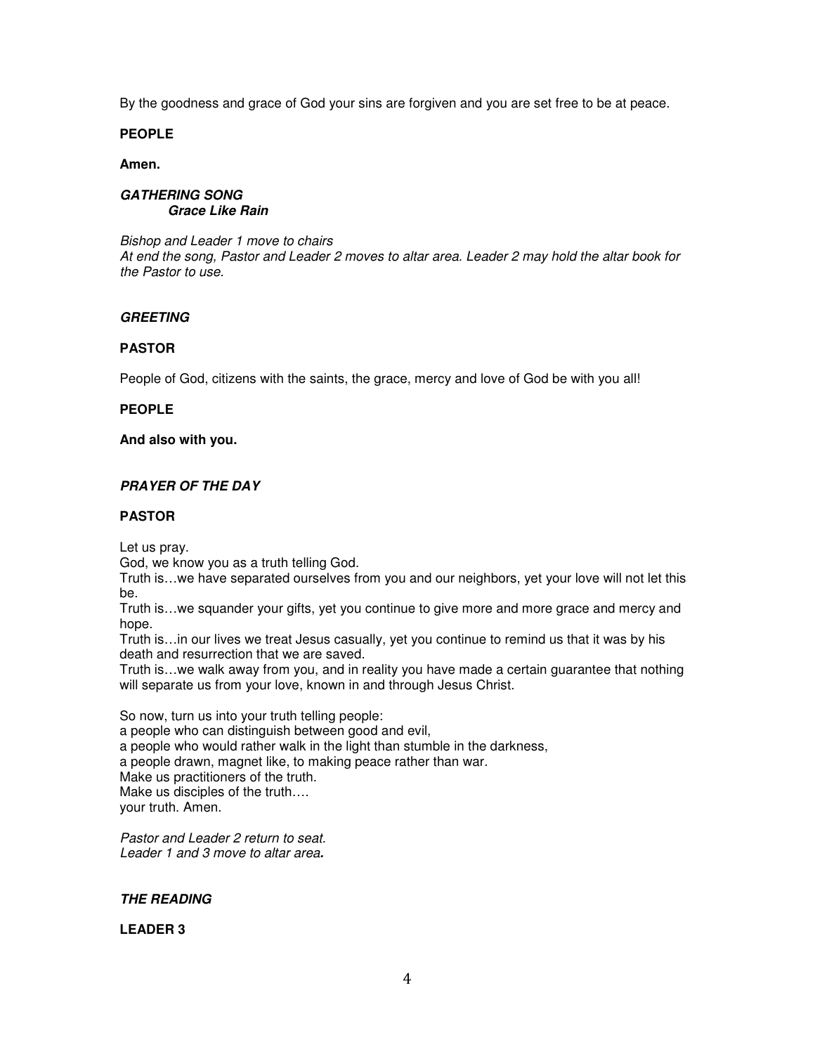By the goodness and grace of God your sins are forgiven and you are set free to be at peace.

**PEOPLE**

**Amen.**

***GATHERING SONG***
***Grace Like Rain***

*Bishop and Leader 1 move to chairs*
*At end the song, Pastor and Leader 2 moves to altar area. Leader 2 may hold the altar book for the Pastor to use.*

***GREETING***

**PASTOR**

People of God, citizens with the saints, the grace, mercy and love of God be with you all!

**PEOPLE**

**And also with you.**

***PRAYER OF THE DAY***

**PASTOR**

Let us pray.
God, we know you as a truth telling God.
Truth is…we have separated ourselves from you and our neighbors, yet your love will not let this be.
Truth is…we squander your gifts, yet you continue to give more and more grace and mercy and hope.
Truth is…in our lives we treat Jesus casually, yet you continue to remind us that it was by his death and resurrection that we are saved.
Truth is…we walk away from you, and in reality you have made a certain guarantee that nothing will separate us from your love, known in and through Jesus Christ.

So now, turn us into your truth telling people:
a people who can distinguish between good and evil,
a people who would rather walk in the light than stumble in the darkness,
a people drawn, magnet like, to making peace rather than war.
Make us practitioners of the truth.
Make us disciples of the truth….
your truth. Amen.

*Pastor and Leader 2 return to seat.*
*Leader 1 and 3 move to altar area.*

***THE READING***

**LEADER 3**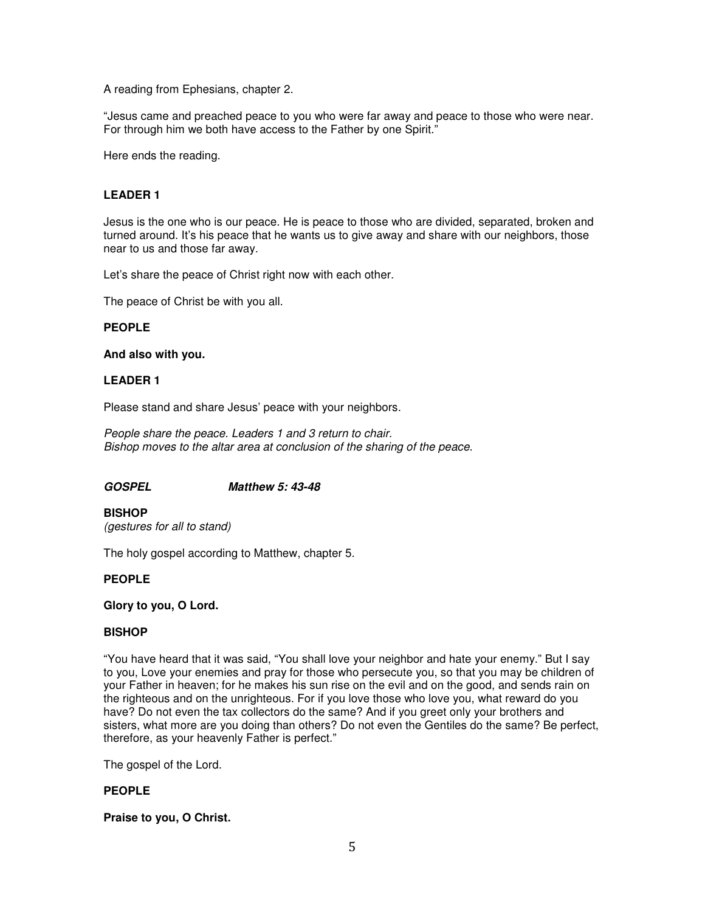A reading from Ephesians, chapter 2.

“Jesus came and preached peace to you who were far away and peace to those who were near. For through him we both have access to the Father by one Spirit.”

Here ends the reading.

**LEADER 1**

Jesus is the one who is our peace. He is peace to those who are divided, separated, broken and turned around. It’s his peace that he wants us to give away and share with our neighbors, those near to us and those far away.

Let’s share the peace of Christ right now with each other.

The peace of Christ be with you all.

**PEOPLE**

**And also with you.**

**LEADER 1**

Please stand and share Jesus’ peace with your neighbors.

*People share the peace. Leaders 1 and 3 return to chair.*
*Bishop moves to the altar area at conclusion of the sharing of the peace.*

***GOSPEL Matthew 5: 43-48***

**BISHOP**
*(gestures for all to stand)*

The holy gospel according to Matthew, chapter 5.

**PEOPLE**

**Glory to you, O Lord.**

**BISHOP**

“You have heard that it was said, “You shall love your neighbor and hate your enemy.” But I say to you, Love your enemies and pray for those who persecute you, so that you may be children of your Father in heaven; for he makes his sun rise on the evil and on the good, and sends rain on the righteous and on the unrighteous. For if you love those who love you, what reward do you have? Do not even the tax collectors do the same? And if you greet only your brothers and sisters, what more are you doing than others? Do not even the Gentiles do the same? Be perfect, therefore, as your heavenly Father is perfect.”

The gospel of the Lord.

**PEOPLE**

**Praise to you, O Christ.**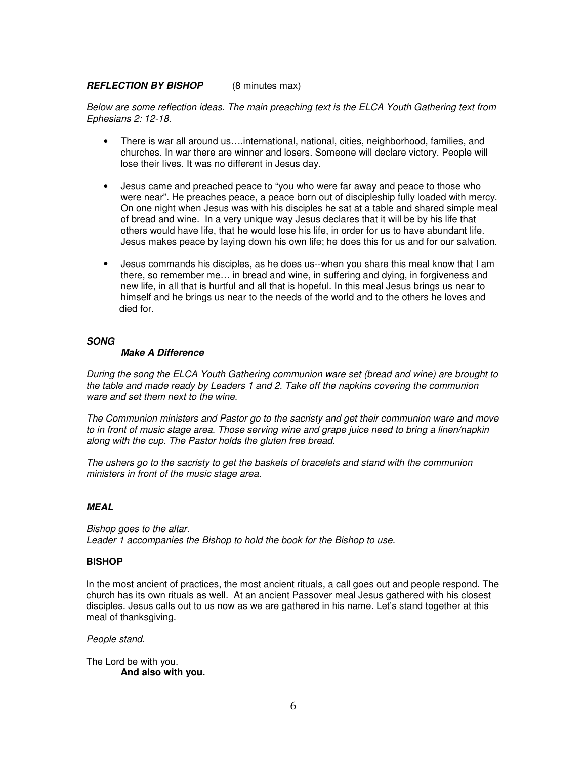***REFLECTION BY BISHOP*** (8 minutes max)

*Below are some reflection ideas. The main preaching text is the ELCA Youth Gathering text from Ephesians 2: 12-18.*

- There is war all around us….international, national, cities, neighborhood, families, and churches. In war there are winner and losers. Someone will declare victory. People will lose their lives. It was no different in Jesus day.

- Jesus came and preached peace to "you who were far away and peace to those who were near". He preaches peace, a peace born out of discipleship fully loaded with mercy. On one night when Jesus was with his disciples he sat at a table and shared simple meal of bread and wine. In a very unique way Jesus declares that it will be by his life that others would have life, that he would lose his life, in order for us to have abundant life. Jesus makes peace by laying down his own life; he does this for us and for our salvation.

- Jesus commands his disciples, as he does us--when you share this meal know that I am there, so remember me… in bread and wine, in suffering and dying, in forgiveness and new life, in all that is hurtful and all that is hopeful. In this meal Jesus brings us near to himself and he brings us near to the needs of the world and to the others he loves and died for.

***SONG***

***Make A Difference***

*During the song the ELCA Youth Gathering communion ware set (bread and wine) are brought to the table and made ready by Leaders 1 and 2. Take off the napkins covering the communion ware and set them next to the wine.*

*The Communion ministers and Pastor go to the sacristy and get their communion ware and move to in front of music stage area. Those serving wine and grape juice need to bring a linen/napkin along with the cup. The Pastor holds the gluten free bread.*

*The ushers go to the sacristy to get the baskets of bracelets and stand with the communion ministers in front of the music stage area.*

***MEAL***

*Bishop goes to the altar.*
*Leader 1 accompanies the Bishop to hold the book for the Bishop to use.*

**BISHOP**

In the most ancient of practices, the most ancient rituals, a call goes out and people respond. The church has its own rituals as well. At an ancient Passover meal Jesus gathered with his closest disciples. Jesus calls out to us now as we are gathered in his name. Let's stand together at this meal of thanksgiving.

*People stand.*

The Lord be with you.
**And also with you.**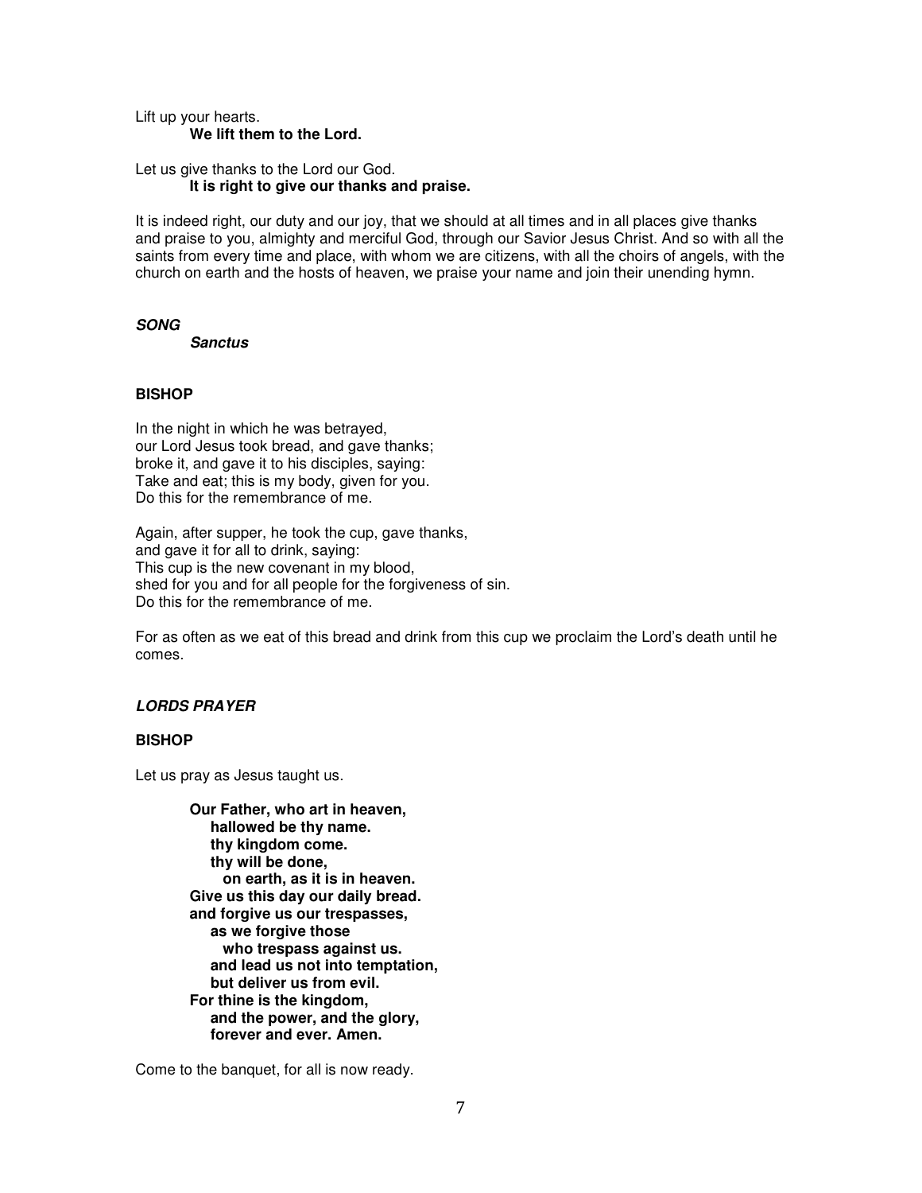Lift up your hearts.
**We lift them to the Lord.**

Let us give thanks to the Lord our God.
**It is right to give our thanks and praise.**

It is indeed right, our duty and our joy, that we should at all times and in all places give thanks and praise to you, almighty and merciful God, through our Savior Jesus Christ. And so with all the saints from every time and place, with whom we are citizens, with all the choirs of angels, with the church on earth and the hosts of heaven, we praise your name and join their unending hymn.

***SONG***
***Sanctus***

**BISHOP**

In the night in which he was betrayed,
our Lord Jesus took bread, and gave thanks;
broke it, and gave it to his disciples, saying:
Take and eat; this is my body, given for you.
Do this for the remembrance of me.

Again, after supper, he took the cup, gave thanks,
and gave it for all to drink, saying:
This cup is the new covenant in my blood,
shed for you and for all people for the forgiveness of sin.
Do this for the remembrance of me.

For as often as we eat of this bread and drink from this cup we proclaim the Lord's death until he comes.

***LORDS PRAYER***

**BISHOP**

Let us pray as Jesus taught us.

**Our Father, who art in heaven,**
**hallowed be thy name.**
**thy kingdom come.**
**thy will be done,**
**on earth, as it is in heaven.**
**Give us this day our daily bread.**
**and forgive us our trespasses,**
**as we forgive those**
**who trespass against us.**
**and lead us not into temptation,**
**but deliver us from evil.**
**For thine is the kingdom,**
**and the power, and the glory,**
**forever and ever. Amen.**

Come to the banquet, for all is now ready.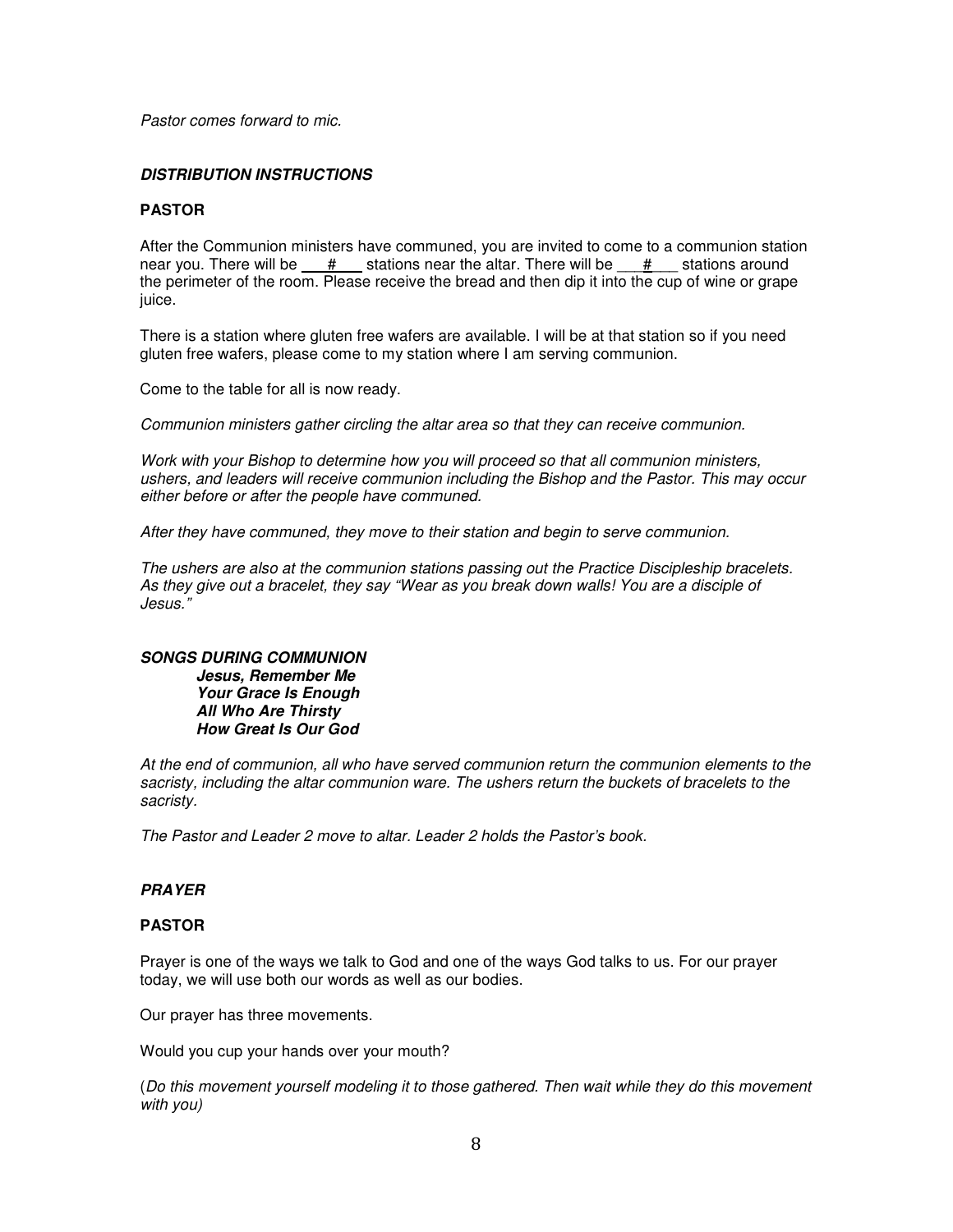*Pastor comes forward to mic.*

***DISTRIBUTION INSTRUCTIONS***

**PASTOR**

After the Communion ministers have communed, you are invited to come to a communion station near you. There will be ___#___ stations near the altar. There will be ___#___ stations around the perimeter of the room. Please receive the bread and then dip it into the cup of wine or grape juice.

There is a station where gluten free wafers are available. I will be at that station so if you need gluten free wafers, please come to my station where I am serving communion.

Come to the table for all is now ready.

*Communion ministers gather circling the altar area so that they can receive communion.*

*Work with your Bishop to determine how you will proceed so that all communion ministers, ushers, and leaders will receive communion including the Bishop and the Pastor. This may occur either before or after the people have communed.*

*After they have communed, they move to their station and begin to serve communion.*

*The ushers are also at the communion stations passing out the Practice Discipleship bracelets. As they give out a bracelet, they say "Wear as you break down walls! You are a disciple of Jesus."*

***SONGS DURING COMMUNION***

***Jesus, Remember Me***
***Your Grace Is Enough***
***All Who Are Thirsty***
***How Great Is Our God***

*At the end of communion, all who have served communion return the communion elements to the sacristy, including the altar communion ware. The ushers return the buckets of bracelets to the sacristy.*

*The Pastor and Leader 2 move to altar. Leader 2 holds the Pastor's book.*

***PRAYER***

**PASTOR**

Prayer is one of the ways we talk to God and one of the ways God talks to us. For our prayer today, we will use both our words as well as our bodies.

Our prayer has three movements.

Would you cup your hands over your mouth?

(*Do this movement yourself modeling it to those gathered. Then wait while they do this movement with you)*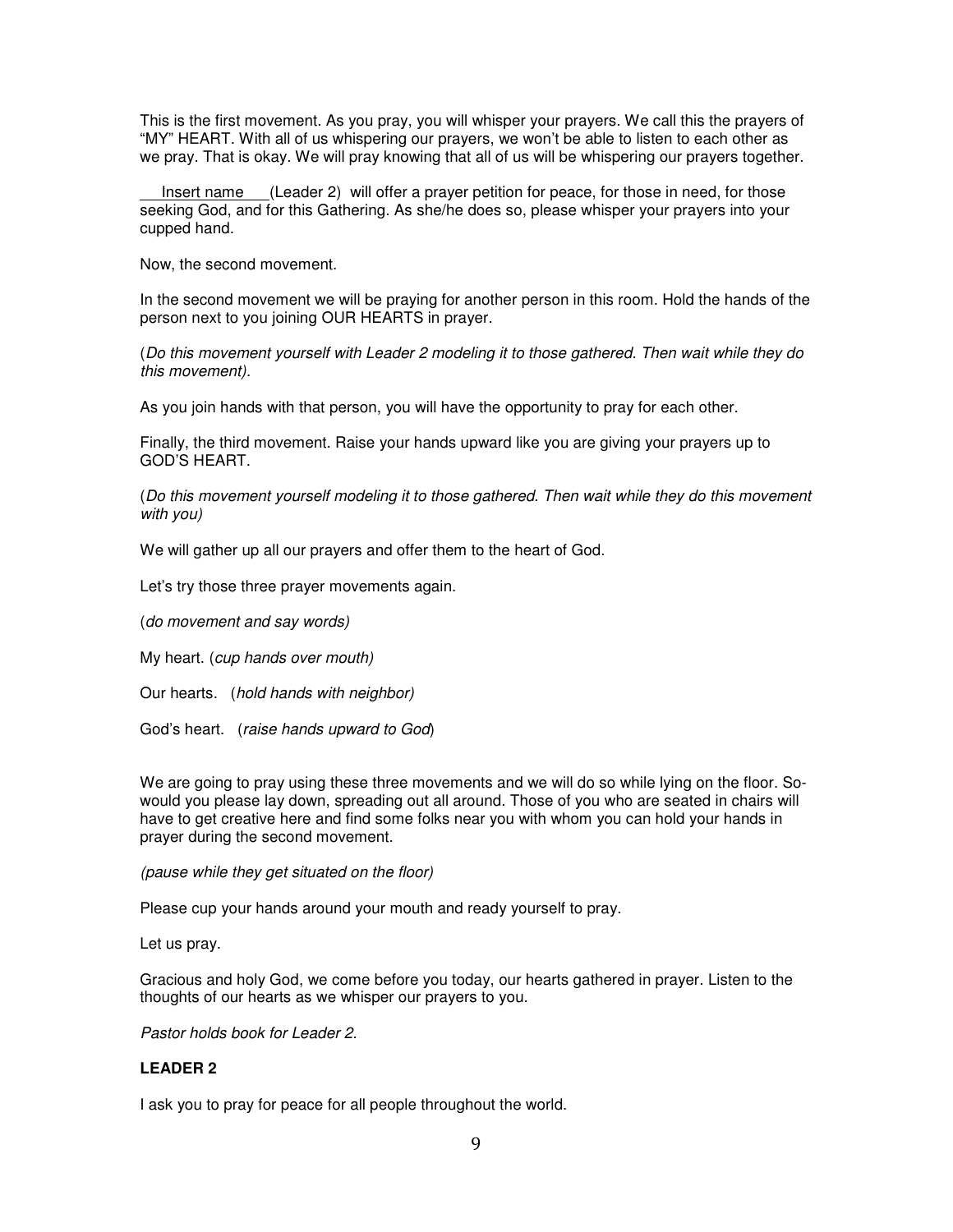This is the first movement. As you pray, you will whisper your prayers. We call this the prayers of "MY" HEART. With all of us whispering our prayers, we won't be able to listen to each other as we pray. That is okay. We will pray knowing that all of us will be whispering our prayers together.

Insert name (Leader 2) will offer a prayer petition for peace, for those in need, for those seeking God, and for this Gathering. As she/he does so, please whisper your prayers into your cupped hand.

Now, the second movement.

In the second movement we will be praying for another person in this room. Hold the hands of the person next to you joining OUR HEARTS in prayer.

(*Do this movement yourself with Leader 2 modeling it to those gathered. Then wait while they do this movement).*

As you join hands with that person, you will have the opportunity to pray for each other.

Finally, the third movement. Raise your hands upward like you are giving your prayers up to GOD'S HEART.

(*Do this movement yourself modeling it to those gathered. Then wait while they do this movement with you)*

We will gather up all our prayers and offer them to the heart of God.

Let's try those three prayer movements again.

(*do movement and say words)*

My heart. (*cup hands over mouth)*

Our hearts. (*hold hands with neighbor)*

God's heart. (*raise hands upward to God*)

We are going to pray using these three movements and we will do so while lying on the floor. So-would you please lay down, spreading out all around. Those of you who are seated in chairs will have to get creative here and find some folks near you with whom you can hold your hands in prayer during the second movement.

*(pause while they get situated on the floor)*

Please cup your hands around your mouth and ready yourself to pray.

Let us pray.

Gracious and holy God, we come before you today, our hearts gathered in prayer. Listen to the thoughts of our hearts as we whisper our prayers to you.

*Pastor holds book for Leader 2.*

**LEADER 2**

I ask you to pray for peace for all people throughout the world.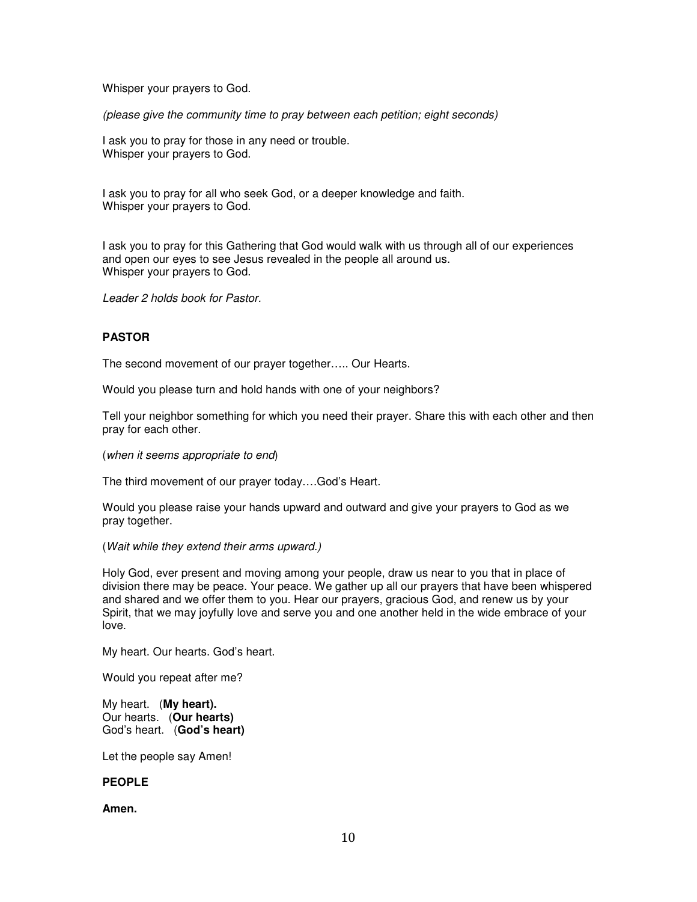Whisper your prayers to God.

*(please give the community time to pray between each petition; eight seconds)*

I ask you to pray for those in any need or trouble.
Whisper your prayers to God.

I ask you to pray for all who seek God, or a deeper knowledge and faith.
Whisper your prayers to God.

I ask you to pray for this Gathering that God would walk with us through all of our experiences and open our eyes to see Jesus revealed in the people all around us.
Whisper your prayers to God.

*Leader 2 holds book for Pastor.*

**PASTOR**

The second movement of our prayer together….. Our Hearts.

Would you please turn and hold hands with one of your neighbors?

Tell your neighbor something for which you need their prayer. Share this with each other and then pray for each other.

(*when it seems appropriate to end*)

The third movement of our prayer today….God's Heart.

Would you please raise your hands upward and outward and give your prayers to God as we pray together.

(*Wait while they extend their arms upward.)*

Holy God, ever present and moving among your people, draw us near to you that in place of division there may be peace. Your peace. We gather up all our prayers that have been whispered and shared and we offer them to you. Hear our prayers, gracious God, and renew us by your Spirit, that we may joyfully love and serve you and one another held in the wide embrace of your love.

My heart. Our hearts. God's heart.

Would you repeat after me?

My heart. (**My heart).**
Our hearts. (**Our hearts)**
God's heart. (**God's heart)**

Let the people say Amen!

**PEOPLE**

**Amen.**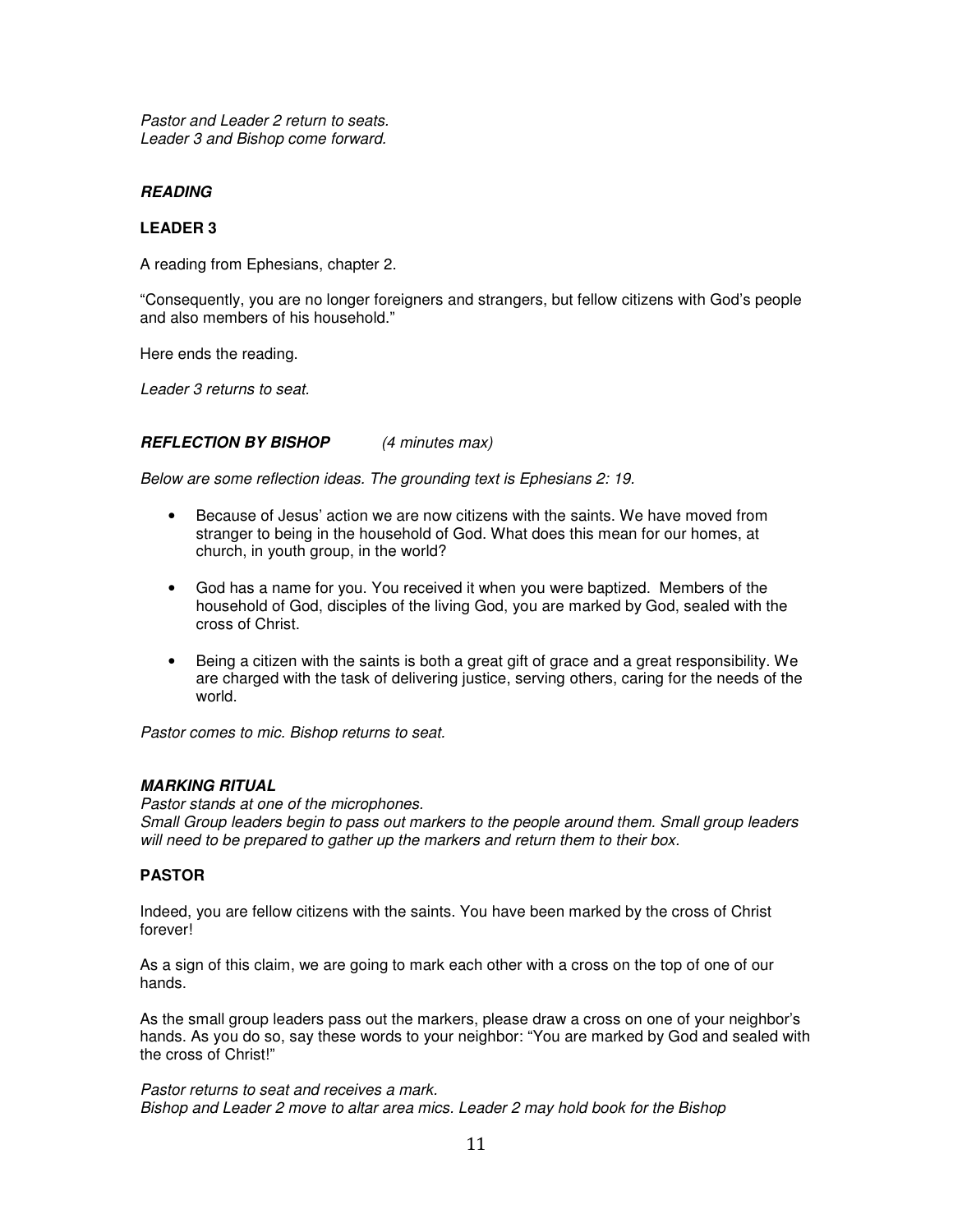*Pastor and Leader 2 return to seats.*
*Leader 3 and Bishop come forward.*

### ***READING***

#### **LEADER 3**

A reading from Ephesians, chapter 2.

"Consequently, you are no longer foreigners and strangers, but fellow citizens with God's people and also members of his household."

Here ends the reading.

*Leader 3 returns to seat.*

### ***REFLECTION BY BISHOP*** *(4 minutes max)*

*Below are some reflection ideas. The grounding text is Ephesians 2: 19.*

- Because of Jesus' action we are now citizens with the saints. We have moved from stranger to being in the household of God. What does this mean for our homes, at church, in youth group, in the world?
- God has a name for you. You received it when you were baptized. Members of the household of God, disciples of the living God, you are marked by God, sealed with the cross of Christ.
- Being a citizen with the saints is both a great gift of grace and a great responsibility. We are charged with the task of delivering justice, serving others, caring for the needs of the world.

*Pastor comes to mic. Bishop returns to seat.*

### ***MARKING RITUAL***

*Pastor stands at one of the microphones.*
*Small Group leaders begin to pass out markers to the people around them. Small group leaders will need to be prepared to gather up the markers and return them to their box.*

#### **PASTOR**

Indeed, you are fellow citizens with the saints. You have been marked by the cross of Christ forever!

As a sign of this claim, we are going to mark each other with a cross on the top of one of our hands.

As the small group leaders pass out the markers, please draw a cross on one of your neighbor's hands. As you do so, say these words to your neighbor: "You are marked by God and sealed with the cross of Christ!"

*Pastor returns to seat and receives a mark.*
*Bishop and Leader 2 move to altar area mics. Leader 2 may hold book for the Bishop*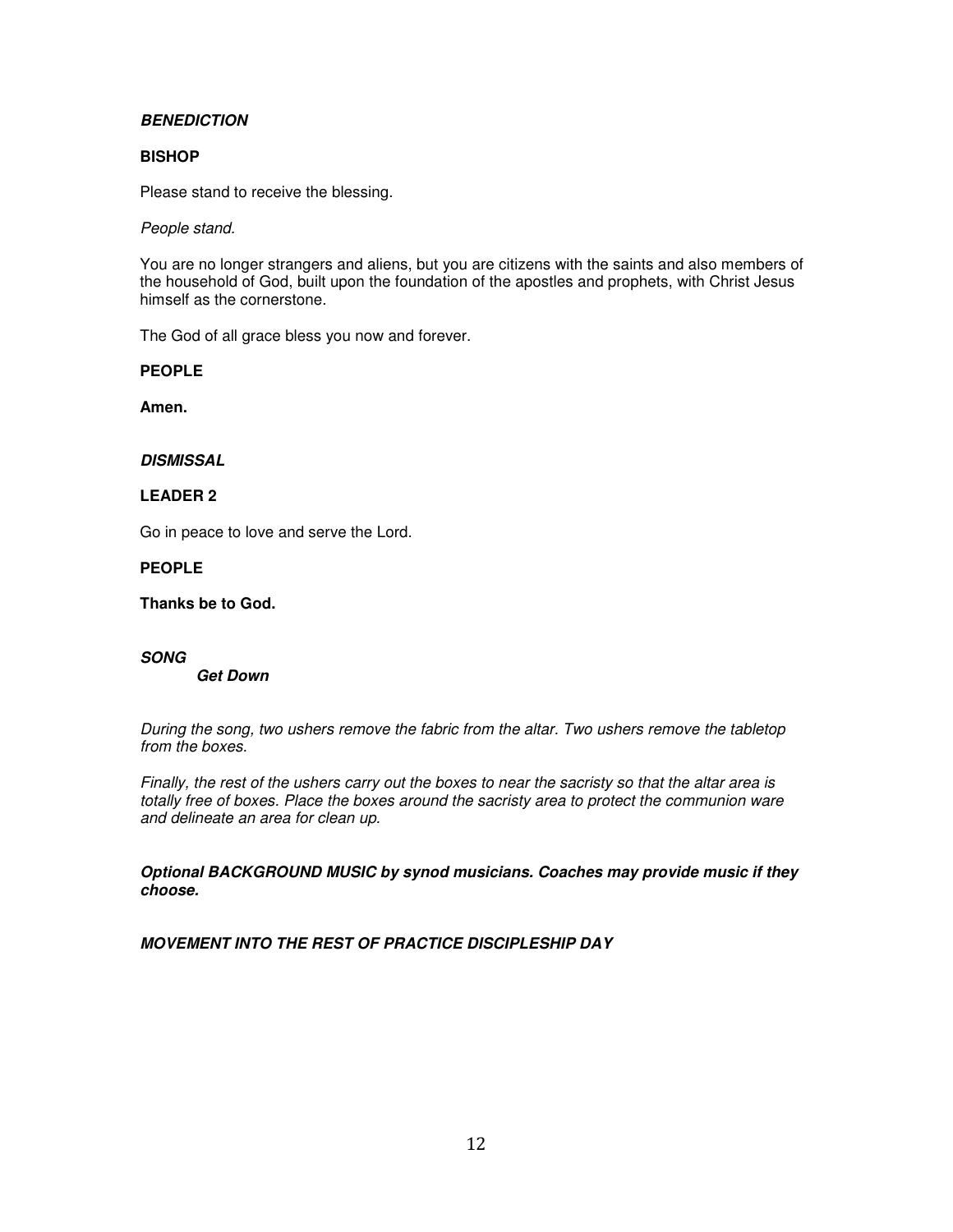***BENEDICTION***

**BISHOP**

Please stand to receive the blessing.

*People stand.*

You are no longer strangers and aliens, but you are citizens with the saints and also members of the household of God, built upon the foundation of the apostles and prophets, with Christ Jesus himself as the cornerstone.

The God of all grace bless you now and forever.

**PEOPLE**

**Amen.**

***DISMISSAL***

**LEADER 2**

Go in peace to love and serve the Lord.

**PEOPLE**

**Thanks be to God.**

***SONG***
***Get Down***

*During the song, two ushers remove the fabric from the altar. Two ushers remove the tabletop from the boxes.*

*Finally, the rest of the ushers carry out the boxes to near the sacristy so that the altar area is totally free of boxes. Place the boxes around the sacristy area to protect the communion ware and delineate an area for clean up.*

***Optional BACKGROUND MUSIC by synod musicians. Coaches may provide music if they choose.***

***MOVEMENT INTO THE REST OF PRACTICE DISCIPLESHIP DAY***